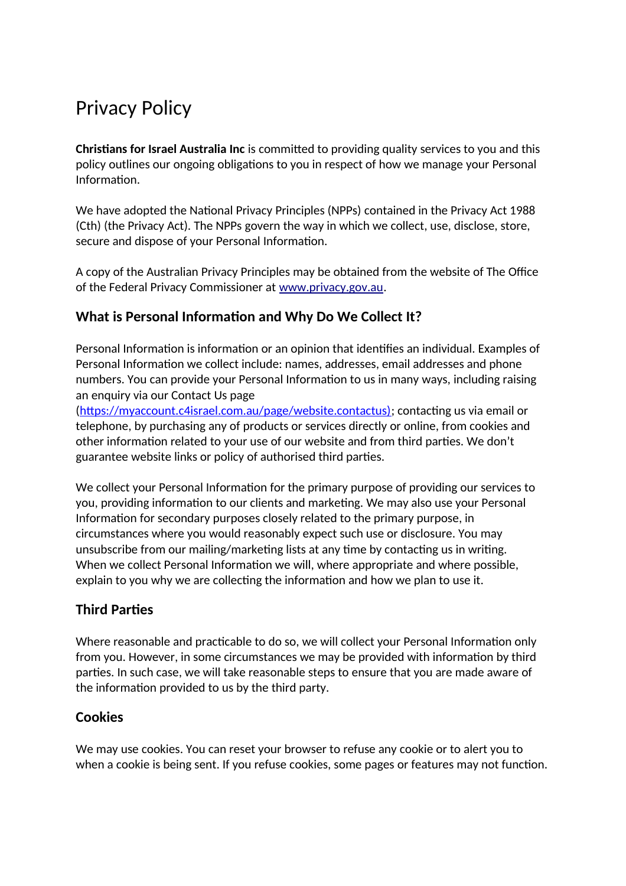# Privacy Policy

**Christians for Israel Australia Inc** is committed to providing quality services to you and this policy outlines our ongoing obligations to you in respect of how we manage your Personal Information.

We have adopted the National Privacy Principles (NPPs) contained in the Privacy Act 1988 (Cth) (the Privacy Act). The NPPs govern the way in which we collect, use, disclose, store, secure and dispose of your Personal Information.

A copy of the Australian Privacy Principles may be obtained from the website of The Office of the Federal Privacy Commissioner at [www.privacy.gov.au](http://www.privacy.gov.au).

## What is Personal Information and Why Do We Collect It?

Personal Information is information or an opinion that identifies an individual. Examples of Personal Information we collect include: names, addresses, email addresses and phone numbers. You can provide your Personal Information to us in many ways, including raising an enquiry via our Contact Us page ([https://myaccount.c4israel.com.au/page/website.contactus](https://myaccount.c4israel.com.au/page/website.contactus)); contacting us via email or telephone, by purchasing any of products or services directly or online, from cookies and other information related to your use of our website and from third parties. We don't guarantee website links or policy of authorised third parties.

We collect your Personal Information for the primary purpose of providing our services to you, providing information to our clients and marketing. We may also use your Personal Information for secondary purposes closely related to the primary purpose, in circumstances where you would reasonably expect such use or disclosure. You may unsubscribe from our mailing/marketing lists at any time by contacting us in writing. When we collect Personal Information we will, where appropriate and where possible, explain to you why we are collecting the information and how we plan to use it.

## Third Parties

Where reasonable and practicable to do so, we will collect your Personal Information only from you. However, in some circumstances we may be provided with information by third parties. In such case, we will take reasonable steps to ensure that you are made aware of the information provided to us by the third party.

## Cookies

We may use cookies. You can reset your browser to refuse any cookie or to alert you to when a cookie is being sent. If you refuse cookies, some pages or features may not function.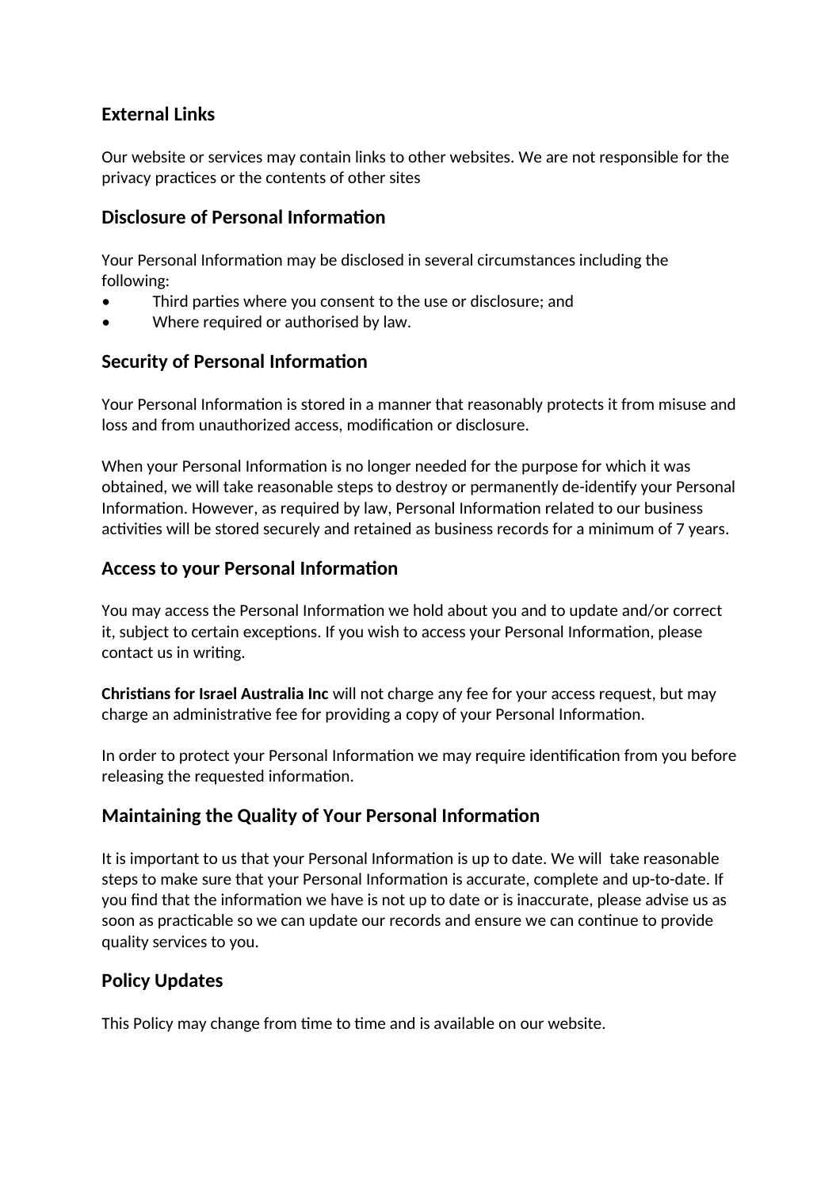## External Links

Our website or services may contain links to other websites. We are not responsible for the privacy practices or the contents of other sites

## Disclosure of Personal Information

Your Personal Information may be disclosed in several circumstances including the following:

- Third parties where you consent to the use or disclosure; and
- Where required or authorised by law.

## Security of Personal Information

Your Personal Information is stored in a manner that reasonably protects it from misuse and loss and from unauthorized access, modification or disclosure.

When your Personal Information is no longer needed for the purpose for which it was obtained, we will take reasonable steps to destroy or permanently de-identify your Personal Information. However, as required by law, Personal Information related to our business activities will be stored securely and retained as business records for a minimum of 7 years.

## Access to your Personal Information

You may access the Personal Information we hold about you and to update and/or correct it, subject to certain exceptions. If you wish to access your Personal Information, please contact us in writing.

**Christians for Israel Australia Inc** will not charge any fee for your access request, but may charge an administrative fee for providing a copy of your Personal Information.

In order to protect your Personal Information we may require identification from you before releasing the requested information.

## Maintaining the Quality of Your Personal Information

It is important to us that your Personal Information is up to date. We will take reasonable steps to make sure that your Personal Information is accurate, complete and up-to-date. If you find that the information we have is not up to date or is inaccurate, please advise us as soon as practicable so we can update our records and ensure we can continue to provide quality services to you.

## Policy Updates

This Policy may change from time to time and is available on our website.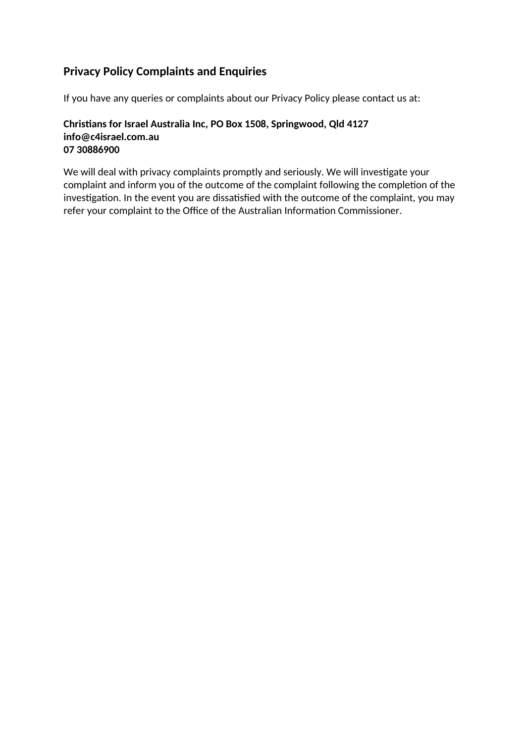## Privacy Policy Complaints and Enquiries

If you have any queries or complaints about our Privacy Policy please contact us at:

**Christians for Israel Australia Inc, PO Box 1508, Springwood, Qld 4127**
**info@c4israel.com.au**
**07 30886900**

We will deal with privacy complaints promptly and seriously. We will investigate your complaint and inform you of the outcome of the complaint following the completion of the investigation. In the event you are dissatisfied with the outcome of the complaint, you may refer your complaint to the Office of the Australian Information Commissioner.